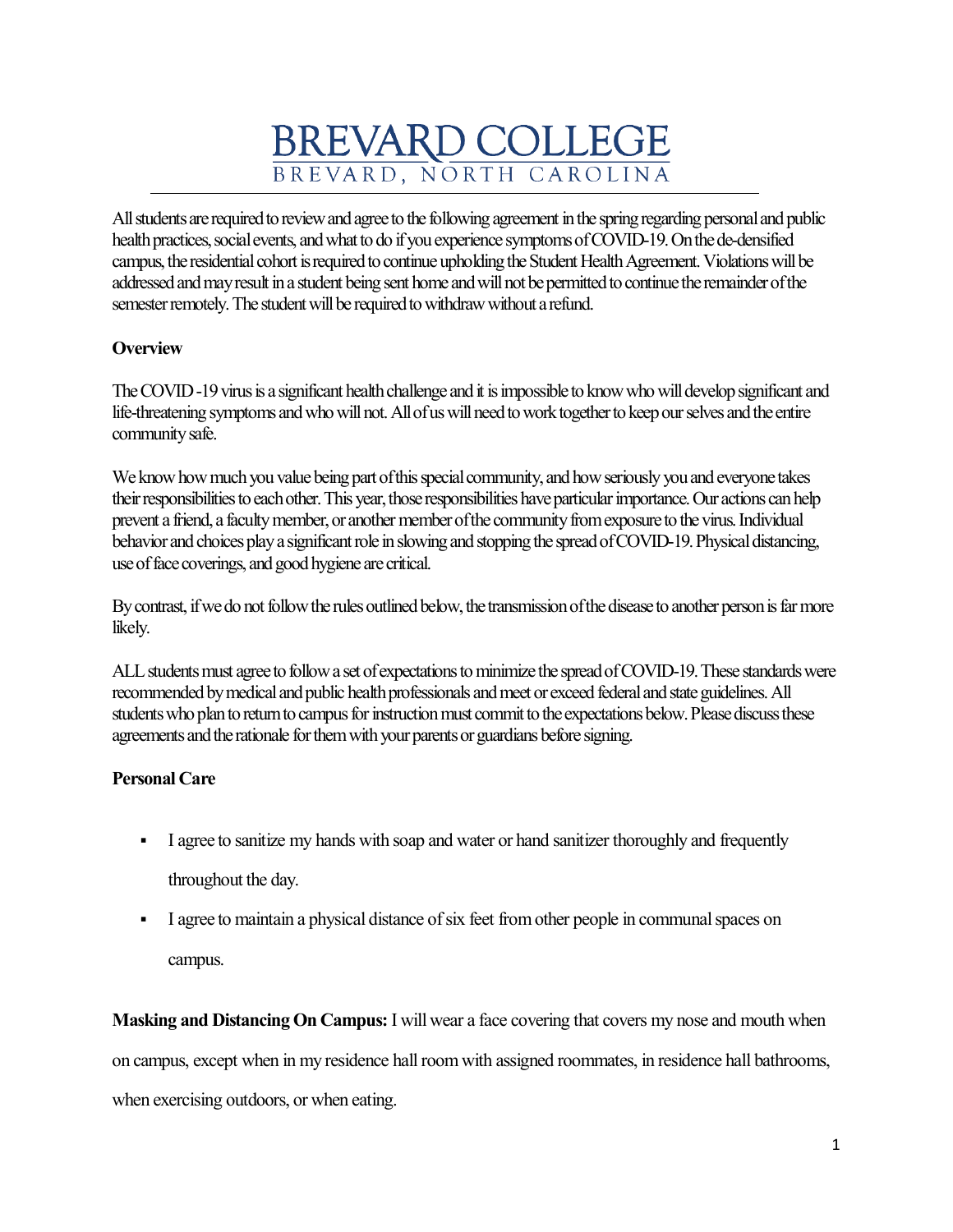# BREVARD COLLEGE

BREVARD, NORTH CAROLINA

All students are required to review and agree to the following agreement in the spring regarding personal and public health practices, social events, and what to do if you experience symptoms of COVID-19. On the de-densified campus, the residential cohort is required to continue upholding the Student Health Agreement. Violations will be addressed and may result in a student being sent home and will not be permitted to continue the remainder of the semester remotely. The student will be required to withdraw without a refund.

**Overview**

The COVID -19 virus is a significant health challenge and it is impossible to know who will develop significant and life-threatening symptoms and who will not. All of us will need to work together to keep our selves and the entire community safe.

We know how much you value being part of this special community, and how seriously you and everyone takes their responsibilities to each other. This year, those responsibilities have particular importance. Our actions can help prevent a friend, a faculty member, or another member of the community from exposure to the virus. Individual behavior and choices play a significant role in slowing and stopping the spread of COVID-19. Physical distancing, use of face coverings, and good hygiene are critical.

By contrast, if we do not follow the rules outlined below, the transmission of the disease to another person is far more likely.

ALL students must agree to follow a set of expectations to minimize the spread of COVID-19. These standards were recommended by medical and public health professionals and meet or exceed federal and state guidelines. All students who plan to return to campus for instruction must commit to the expectations below. Please discuss these agreements and the rationale for them with your parents or guardians before signing.

**Personal Care**

- I agree to sanitize my hands with soap and water or hand sanitizer thoroughly and frequently throughout the day.
- I agree to maintain a physical distance of six feet from other people in communal spaces on campus.

**Masking and Distancing On Campus:** I will wear a face covering that covers my nose and mouth when on campus, except when in my residence hall room with assigned roommates, in residence hall bathrooms, when exercising outdoors, or when eating.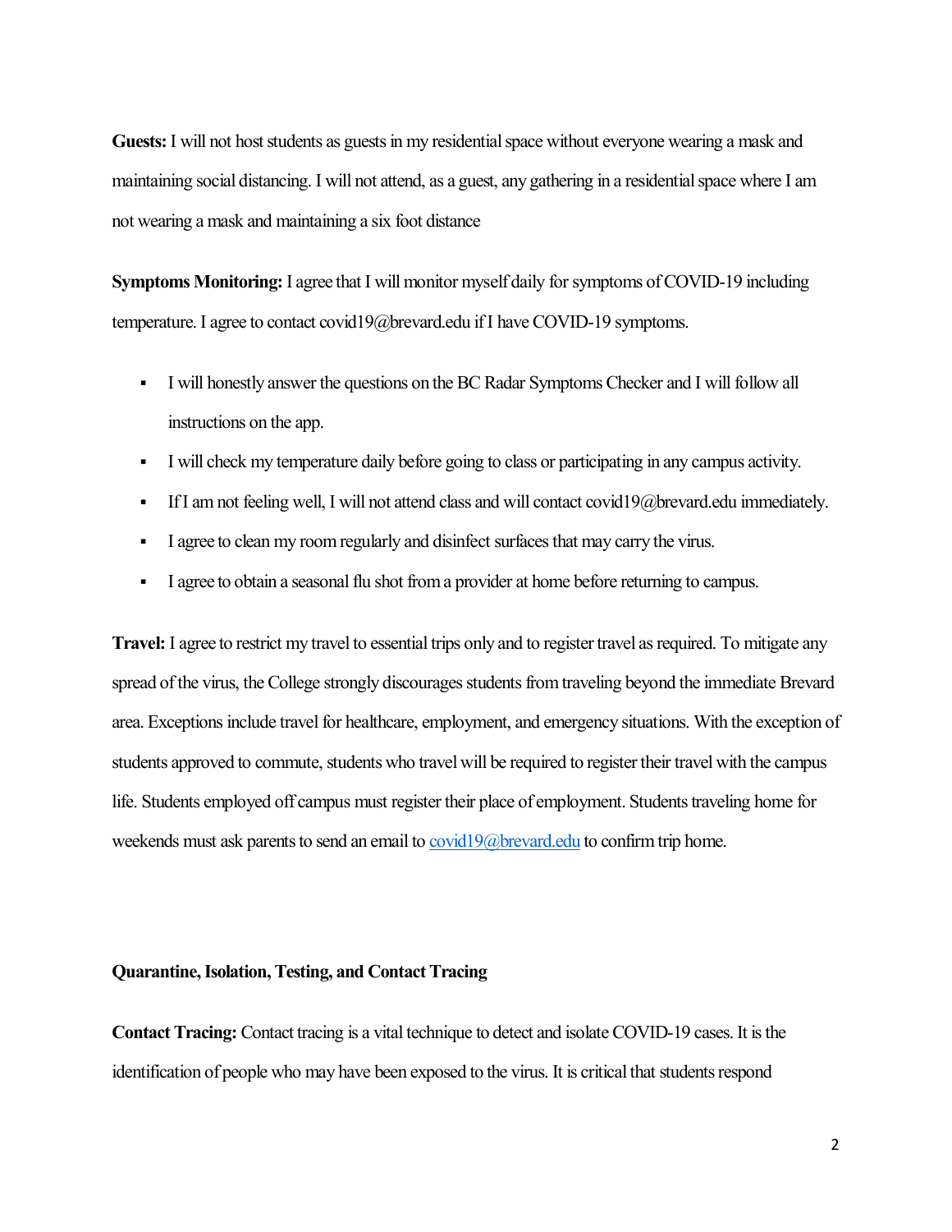**Guests:** I will not host students as guests in my residential space without everyone wearing a mask and maintaining social distancing. I will not attend, as a guest, any gathering in a residential space where I am not wearing a mask and maintaining a six foot distance

**Symptoms Monitoring:** I agree that I will monitor myself daily for symptoms of COVID-19 including temperature. I agree to contact covid19@brevard.edu if I have COVID-19 symptoms.

- I will honestly answer the questions on the BC Radar Symptoms Checker and I will follow all instructions on the app.
- I will check my temperature daily before going to class or participating in any campus activity.
- If I am not feeling well, I will not attend class and will contact covid19@brevard.edu immediately.
- I agree to clean my room regularly and disinfect surfaces that may carry the virus.
- I agree to obtain a seasonal flu shot from a provider at home before returning to campus.

**Travel:** I agree to restrict my travel to essential trips only and to register travel as required. To mitigate any spread of the virus, the College strongly discourages students from traveling beyond the immediate Brevard area. Exceptions include travel for healthcare, employment, and emergency situations. With the exception of students approved to commute, students who travel will be required to register their travel with the campus life. Students employed off campus must register their place of employment. Students traveling home for weekends must ask parents to send an email to covid19@brevard.edu to confirm trip home.

**Quarantine, Isolation, Testing, and Contact Tracing**

**Contact Tracing:** Contact tracing is a vital technique to detect and isolate COVID-19 cases. It is the identification of people who may have been exposed to the virus. It is critical that students respond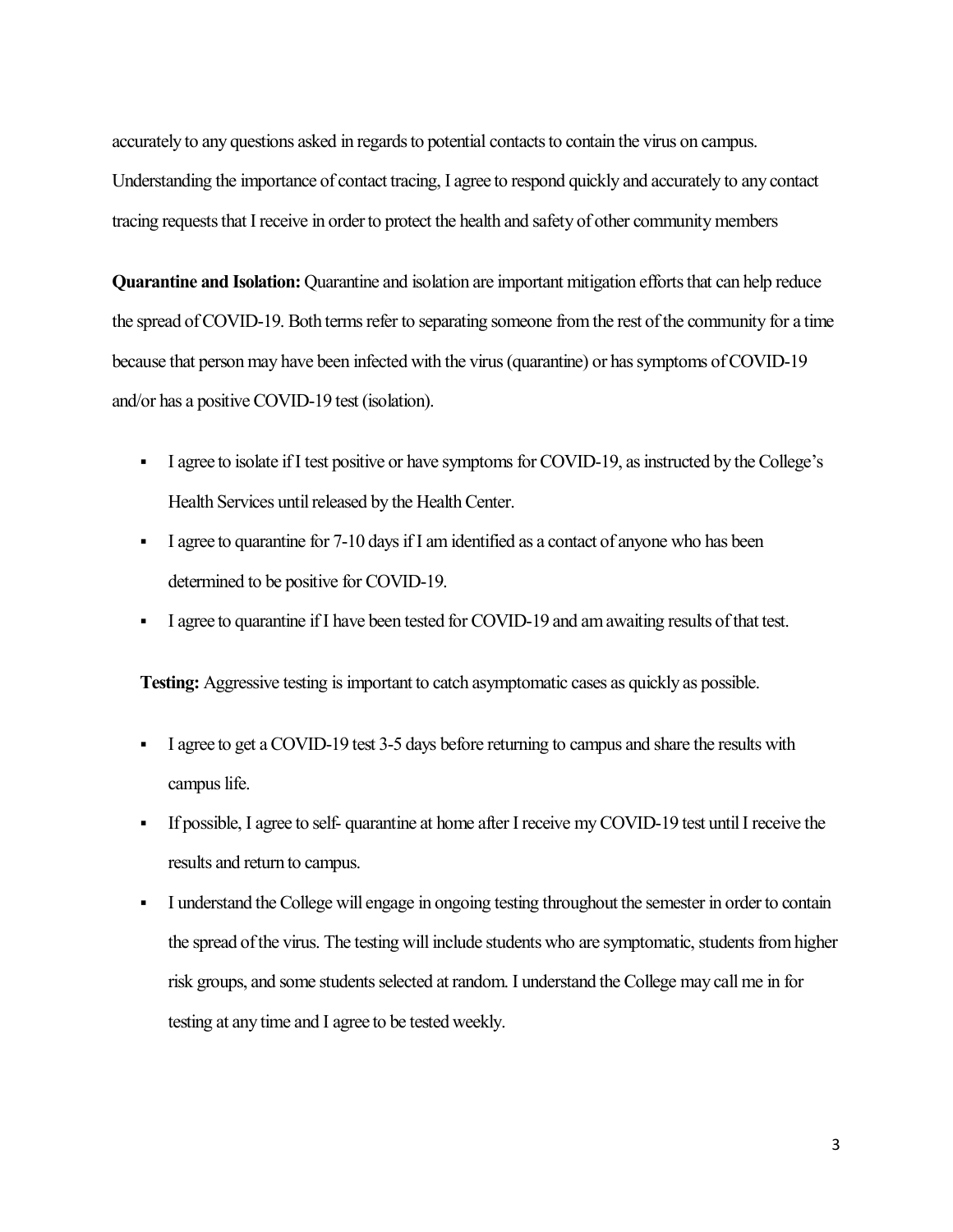accurately to any questions asked in regards to potential contacts to contain the virus on campus. Understanding the importance of contact tracing, I agree to respond quickly and accurately to any contact tracing requests that I receive in order to protect the health and safety of other community members

**Quarantine and Isolation:** Quarantine and isolation are important mitigation efforts that can help reduce the spread of COVID-19. Both terms refer to separating someone from the rest of the community for a time because that person may have been infected with the virus (quarantine) or has symptoms of COVID-19 and/or has a positive COVID-19 test (isolation).

- I agree to isolate if I test positive or have symptoms for COVID-19, as instructed by the College's Health Services until released by the Health Center.
- I agree to quarantine for 7-10 days if I am identified as a contact of anyone who has been determined to be positive for COVID-19.
- I agree to quarantine if I have been tested for COVID-19 and am awaiting results of that test.

**Testing:** Aggressive testing is important to catch asymptomatic cases as quickly as possible.

- I agree to get a COVID-19 test 3-5 days before returning to campus and share the results with campus life.
- If possible, I agree to self- quarantine at home after I receive my COVID-19 test until I receive the results and return to campus.
- I understand the College will engage in ongoing testing throughout the semester in order to contain the spread of the virus. The testing will include students who are symptomatic, students from higher risk groups, and some students selected at random. I understand the College may call me in for testing at any time and I agree to be tested weekly.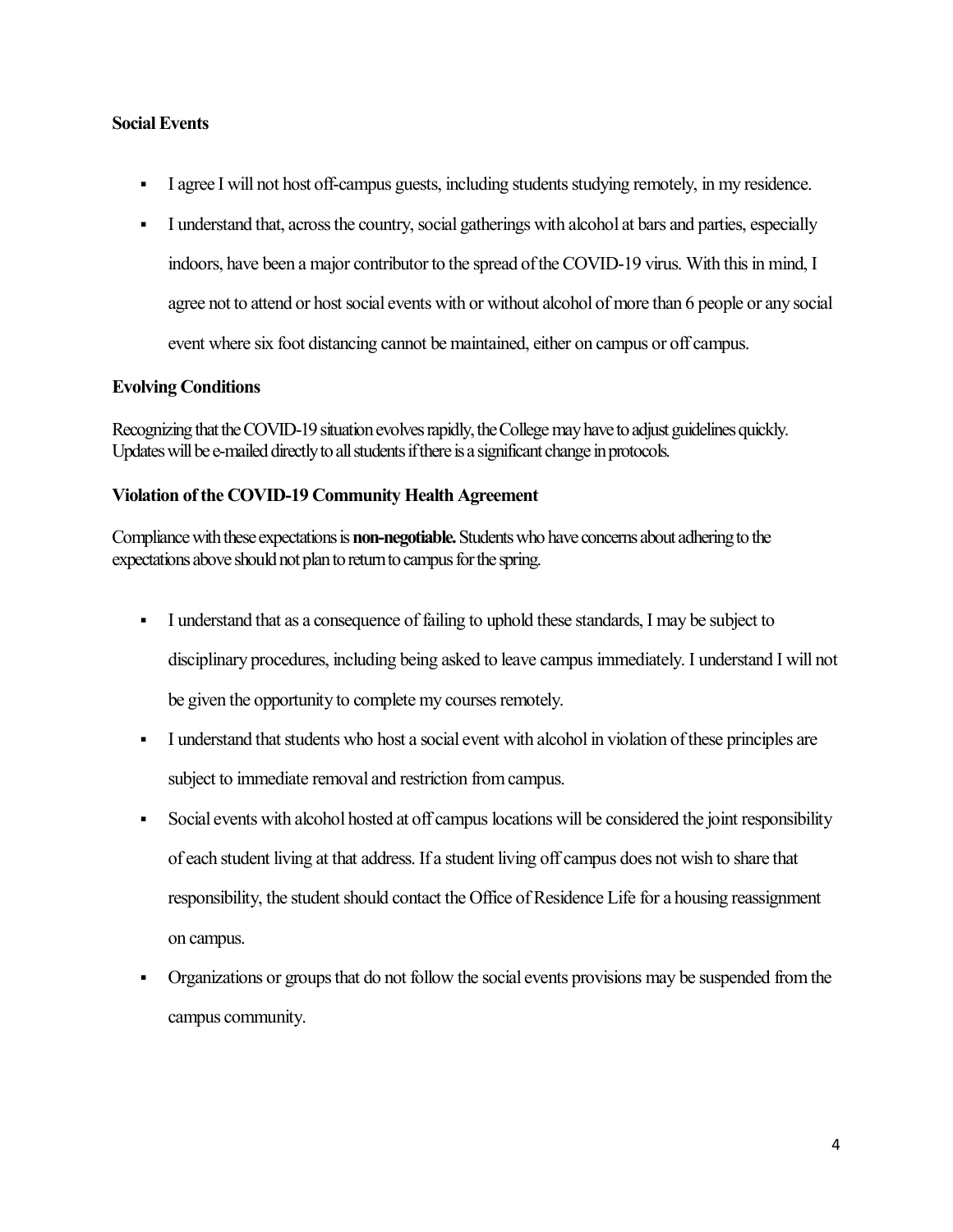**Social Events**

- I agree I will not host off-campus guests, including students studying remotely, in my residence.
- I understand that, across the country, social gatherings with alcohol at bars and parties, especially indoors, have been a major contributor to the spread of the COVID-19 virus. With this in mind, I agree not to attend or host social events with or without alcohol of more than 6 people or any social event where six foot distancing cannot be maintained, either on campus or off campus.

**Evolving Conditions**

Recognizing that the COVID-19 situation evolves rapidly, the College may have to adjust guidelines quickly. Updates will be e-mailed directly to all students if there is a significant change in protocols.

**Violation of the COVID-19 Community Health Agreement**

Compliance with these expectations is **non-negotiable.** Students who have concerns about adhering to the expectations above should not plan to return to campus for the spring.

- I understand that as a consequence of failing to uphold these standards, I may be subject to disciplinary procedures, including being asked to leave campus immediately. I understand I will not be given the opportunity to complete my courses remotely.
- I understand that students who host a social event with alcohol in violation of these principles are subject to immediate removal and restriction from campus.
- Social events with alcohol hosted at off campus locations will be considered the joint responsibility of each student living at that address. If a student living off campus does not wish to share that responsibility, the student should contact the Office of Residence Life for a housing reassignment on campus.
- Organizations or groups that do not follow the social events provisions may be suspended from the campus community.